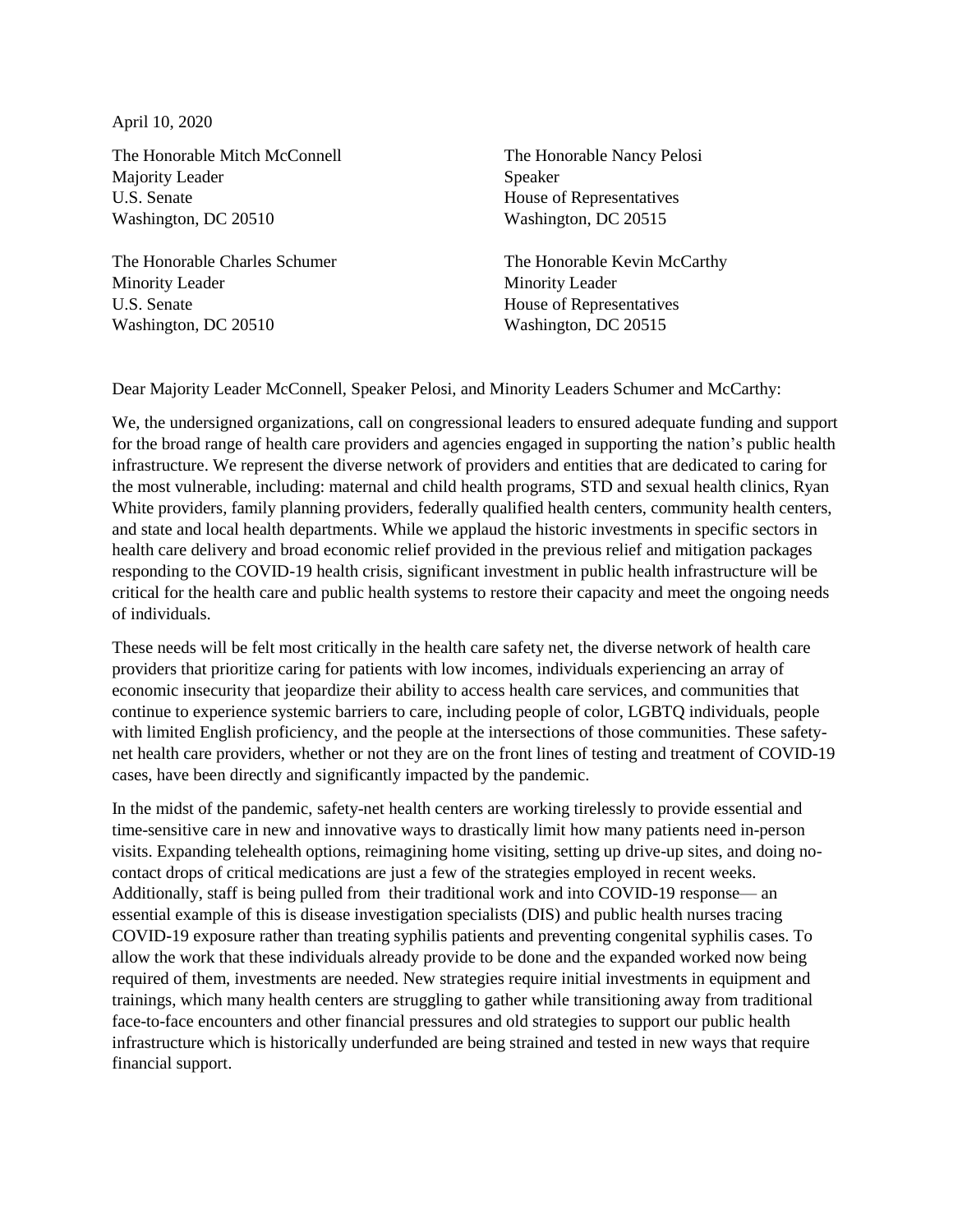April 10, 2020

The Honorable Mitch McConnell
Majority Leader
U.S. Senate
Washington, DC 20510

The Honorable Nancy Pelosi
Speaker
House of Representatives
Washington, DC 20515

The Honorable Charles Schumer
Minority Leader
U.S. Senate
Washington, DC 20510

The Honorable Kevin McCarthy
Minority Leader
House of Representatives
Washington, DC 20515

Dear Majority Leader McConnell, Speaker Pelosi, and Minority Leaders Schumer and McCarthy:

We, the undersigned organizations, call on congressional leaders to ensured adequate funding and support for the broad range of health care providers and agencies engaged in supporting the nation's public health infrastructure. We represent the diverse network of providers and entities that are dedicated to caring for the most vulnerable, including: maternal and child health programs, STD and sexual health clinics, Ryan White providers, family planning providers, federally qualified health centers, community health centers, and state and local health departments. While we applaud the historic investments in specific sectors in health care delivery and broad economic relief provided in the previous relief and mitigation packages responding to the COVID-19 health crisis, significant investment in public health infrastructure will be critical for the health care and public health systems to restore their capacity and meet the ongoing needs of individuals.

These needs will be felt most critically in the health care safety net, the diverse network of health care providers that prioritize caring for patients with low incomes, individuals experiencing an array of economic insecurity that jeopardize their ability to access health care services, and communities that continue to experience systemic barriers to care, including people of color, LGBTQ individuals, people with limited English proficiency, and the people at the intersections of those communities. These safety-net health care providers, whether or not they are on the front lines of testing and treatment of COVID-19 cases, have been directly and significantly impacted by the pandemic.

In the midst of the pandemic, safety-net health centers are working tirelessly to provide essential and time-sensitive care in new and innovative ways to drastically limit how many patients need in-person visits. Expanding telehealth options, reimagining home visiting, setting up drive-up sites, and doing no-contact drops of critical medications are just a few of the strategies employed in recent weeks. Additionally, staff is being pulled from their traditional work and into COVID-19 response— an essential example of this is disease investigation specialists (DIS) and public health nurses tracing COVID-19 exposure rather than treating syphilis patients and preventing congenital syphilis cases. To allow the work that these individuals already provide to be done and the expanded worked now being required of them, investments are needed. New strategies require initial investments in equipment and trainings, which many health centers are struggling to gather while transitioning away from traditional face-to-face encounters and other financial pressures and old strategies to support our public health infrastructure which is historically underfunded are being strained and tested in new ways that require financial support.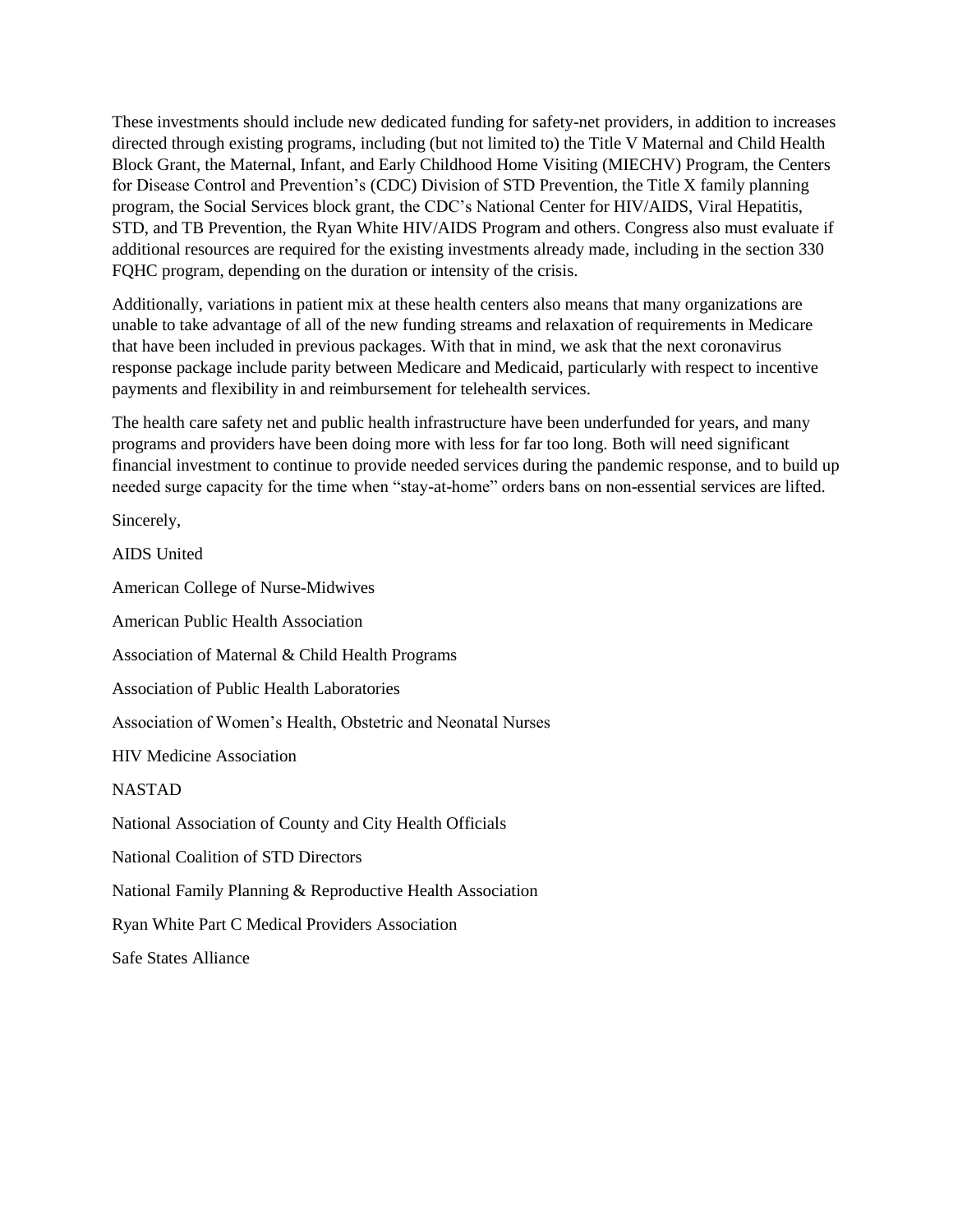These investments should include new dedicated funding for safety-net providers, in addition to increases directed through existing programs, including (but not limited to) the Title V Maternal and Child Health Block Grant, the Maternal, Infant, and Early Childhood Home Visiting (MIECHV) Program, the Centers for Disease Control and Prevention's (CDC) Division of STD Prevention, the Title X family planning program, the Social Services block grant, the CDC's National Center for HIV/AIDS, Viral Hepatitis, STD, and TB Prevention, the Ryan White HIV/AIDS Program and others. Congress also must evaluate if additional resources are required for the existing investments already made, including in the section 330 FQHC program, depending on the duration or intensity of the crisis.

Additionally, variations in patient mix at these health centers also means that many organizations are unable to take advantage of all of the new funding streams and relaxation of requirements in Medicare that have been included in previous packages. With that in mind, we ask that the next coronavirus response package include parity between Medicare and Medicaid, particularly with respect to incentive payments and flexibility in and reimbursement for telehealth services.

The health care safety net and public health infrastructure have been underfunded for years, and many programs and providers have been doing more with less for far too long. Both will need significant financial investment to continue to provide needed services during the pandemic response, and to build up needed surge capacity for the time when "stay-at-home" orders bans on non-essential services are lifted.

Sincerely,

AIDS United

American College of Nurse-Midwives

American Public Health Association

Association of Maternal & Child Health Programs

Association of Public Health Laboratories

Association of Women's Health, Obstetric and Neonatal Nurses

HIV Medicine Association

NASTAD

National Association of County and City Health Officials

National Coalition of STD Directors

National Family Planning & Reproductive Health Association

Ryan White Part C Medical Providers Association

Safe States Alliance